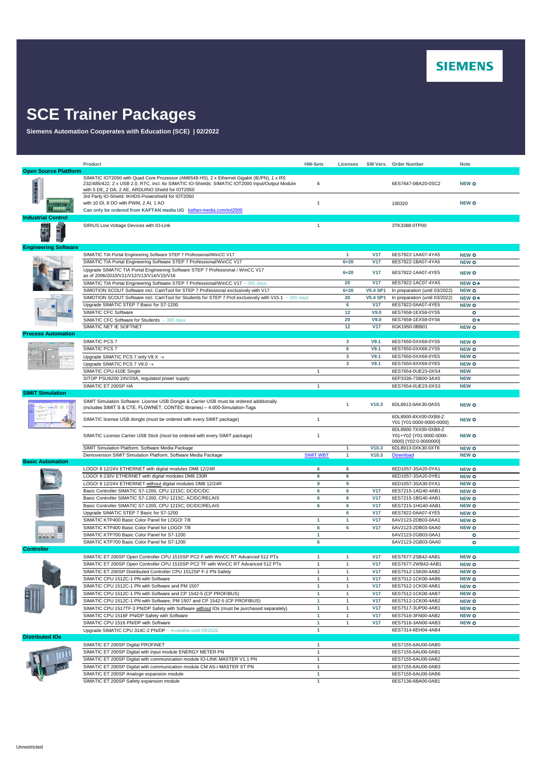SIEMENS

# SCE Trainer Packages

**Siemens Automation Cooperates with Education (SCE) | 02/2022**

| Product | HW-Sets | Licenses | SW Vers. | Order Number | Note |
|---|---|---|---|---|---|
| **Open Source Plattform** | | | | | |
| SIMATIC IOT2050 with Quad Core Prozessor (AM6548 HS), 2 x Ethernet Gigabit (IE/PN), 1 x RS 232/485/422, 2 x USB 2.0, RTC, incl. 6x SIMATIC IO-Shields: SIMATIC IOT2000 Input/Output Module with 5 DE, 2 DA, 2 AE, ARDUINO Shield for IOT2050 | 6 | | | 6ES7647-0BA20-0SC2 | NEW ✪ |
| 3rd Party IO-Shield: IKHDS-Powershield for IOT2050 with 10 DI, 8 DO with PWM, 2 AI, 1 AO **Can only be ordered from KAFTAN media UG** kaftan-media.com/iot2000 | 1 | | | 100320 | NEW ✪ |
| **Industrial Control** | | | | | |
| SIRIUS Low Voltage Devices with IO-Link | 1 | | | 3TK3388-0TP00 | |
| **Engineering Software** | | | | | |
| SIMATIC TIA Portal Engineering Software STEP 7 Professional/WinCC V17 | | 1 | V17 | 6ES7822-1AA07-4YA5 | NEW ✪ |
| SIMATIC TIA Portal Engineering Software STEP 7 Professional/WinCC V17 | | 6+20 | V17 | 6ES7822-1BA07-4YA5 | NEW ✪ |
| Upgrade SIMATIC TIA Portal Engineering Software STEP 7 Professional / WinCC V17 as of 2006/2010/V11/V12/V13/V14/V15/V16 | | 6+20 | V17 | 6ES7822-1AA07-4YE5 | NEW ✪ |
| SIMATIC TIA Portal Engineering Software STEP 7 Professional/WinCC V17 – 365 days | | 20 | V17 | 6ES7822-1AC07-4YA5 | NEW ✪★ |
| SIMOTION SCOUT Software incl. CamTool for STEP 7 Professional exclusively with V17 | | 6+20 | V5.4 SP1 | In preparation (until 03/2022) | NEW ✪ |
| SIMOTION SCOUT Software incl. CamTool for Students for STEP 7 Prof.exclusively with V15.1 – 365 days | | 20 | V5.4 SP1 | In preparation (until 03/2022) | NEW ✪★ |
| Upgrade SIMATIC STEP 7 Basic for S7-1200 | | 6 | V17 | 6ES7822-0AA07-4YE5 | NEW ✪ |
| SIMATIC CFC Software | | 12 | V9.0 | 6ES7658-1EX58-0YS5 | ✪ |
| SIMATIC CFC Software for Students – 365 days | | 20 | V9.0 | 6ES7658-1EX58-0YS6 | ✪★ |
| SIMATIC NET IE SOFTNET | | 12 | V17 | 6GK1950-0BB01 | NEW ✪ |
| **Process Automation** | | | | | |
| SIMATIC PCS 7 | | 3 | V9.1 | 6ES7650-0XX68-0YS5 | NEW ✪ |
| SIMATIC PCS 7 | | 6 | V9.1 | 6ES7650-0XX68-2YS5 | NEW ✪ |
| Upgrade SIMATIC PCS 7 only V8.X → | | 3 | V9.1 | 6ES7650-0XX68-0YE5 | NEW ✪ |
| Upgrade SIMATIC PCS 7 V9.0 → | | 3 | V9.1 | 6ES7650-8XX68-0YE5 | NEW ✪ |
| SIMATIC CPU 410E Single | 1 | | | 6ES7654-0UE23-0XS4 | NEW |
| SITOP PSU6200 24V/20A, regulated power supply | | | | 6EP3336-7SB00-3AX0 | NEW |
| SIMATIC ET 200SP HA | 1 | | | 6ES7654-0UE23-0XS3 | NEW |
| **SIMIT Simulation** | | | | | |
| SIMIT Simulation Software: License USB Dongle & Carrier USB must be ordered additionally (includes SIMIT S & CTE, FLOWNET, CONTEC libraries) – 4.000-Simulation-Tags | | 1 | V10.3 | 6DL8913-0AK30-0AS5 | NEW ✪ |
| SIMATIC license USB dongle (must be ordered with every SIMIT package) | 1 | | | 6DL8900-8XX00-0XB8-Z Y01 {Y01:0000-0000-0000} | NEW ✪ |
| SIMATIC License Carrier USB Stick (must be ordered with every SIMIT package) | 1 | | | 6DL8900-7XX00-0XB8-Z Y01+Y02 {Y01:0000-0000-0000} {Y02:0-0000000} | NEW ✪ |
| SIMIT Simulation Platform, Software Media Package | | 1 | V10.3 | 6DL8913-0XK30-0XT8 | NEW ✪ |
| Demoversion SIMIT Simulation Platform, Software Media Package | SIMIT WBT | 1 | V10.3 | Download | NEW ✪ |
| **Basic Automation** | | | | | |
| LOGO! 8 12/24V ETHERNET with digital modules DM8 12/24R | 6 | 6 | | 6ED1057-3SA20-0YA1 | NEW ✪ |
| LOGO! 8 230V ETHERNET with digital modules DM8 230R | 6 | 6 | | 6ED1057-3SA20-0YB1 | NEW ✪ |
| LOGO! 8 12/24V ETHERNET without digital modules DM8 12/24R | 9 | 9 | | 6ED1057-3SA30-0YA1 | NEW ✪ |
| Basic Controller SIMATIC S7-1200, CPU 1215C; DC/DC/DC | 6 | 6 | V17 | 6ES7215-1AG40-4AB1 | NEW ✪ |
| Basic Controller SIMATIC S7-1200, CPU 1215C; AC/DC/RELAIS | 6 | 6 | V17 | 6ES7215-1BG40-4AB1 | NEW ✪ |
| Basic Controller SIMATIC S7-1200, CPU 1215C; DC/DC/RELAIS | 6 | 6 | V17 | 6ES7215-1HG40-4AB1 | NEW ✪ |
| Upgrade SIMATIC STEP 7 Basic for S7-1200 | | 6 | V17 | 6ES7822-0AA07-4YE5 | NEW ✪ |
| SIMATIC KTP400 Basic Color Panel for LOGO! 7/8 | 1 | 1 | V17 | 6AV2123-2DB03-0AA1 | NEW ✪ |
| SIMATIC KTP400 Basic Color Panel for LOGO! 7/8 | 6 | 6 | V17 | 6AV2123-2DB03-0AA0 | NEW ✪ |
| SIMATIC KTP700 Basic Color Panel for S7-1200 | 1 | | | 6AV2123-2GB03-0AA1 | ✪ |
| SIMATIC KTP700 Basic Color Panel for S7-1200 | 6 | | | 6AV2123-2GB03-0AA0 | ✪ |
| **Controller** | | | | | |
| SIMATIC ET 200SP Open Controller CPU 1515SP PC2 F with WinCC RT Advanced 512 PTs | 1 | 1 | V17 | 6ES7677-2SB42-4AB1 | NEW ✪ |
| SIMATIC ET 200SP Open Controller CPU 1515SP PC2 TF with WinCC RT Advanced 512 PTs | 1 | 1 | V17 | 6ES7677-2WB42-4AB1 | NEW ✪ |
| SIMATIC ET 200SP Distributed Controller CPU 1512SP F-1 PN Safety | 1 | 1 | V17 | 6ES7512-1SK00-4AB2 | NEW ✪ |
| SIMATIC CPU 1512C-1 PN with Software | 1 | 1 | V17 | 6ES7512-1CK00-4AB6 | NEW ✪ |
| SIMATIC CPU 1512C-1 PN with Software and PM 1507 | 1 | 1 | V17 | 6ES7512-1CK00-4AB1 | NEW ✪ |
| SIMATIC CPU 1512C-1 PN with Software and CP 1542-5 (CP PROFIBUS) | 1 | 1 | V17 | 6ES7512-1CK00-4AB7 | NEW ✪ |
| SIMATIC CPU 1512C-1 PN with Software, PM 1507 and CP 1542-5 (CP PROFIBUS) | 1 | 1 | V17 | 6ES7512-1CK00-4AB2 | NEW ✪ |
| SIMATIC CPU 1517TF-3 PN/DP Safety with Software without IOs (must be purchased separately) | 1 | 1 | V17 | 6ES7517-3UP00-4AB1 | NEW ✪ |
| SIMATIC CPU 1516F PN/DP Safety with Software | 1 | 1 | V17 | 6ES7516-3FN00-4AB2 | NEW ✪ |
| SIMATIC CPU 1516 PN/DP with Software | 1 | 1 | V17 | 6ES7516-3AN00-4AB3 | NEW ✪ |
| Upgrade SIMATIC CPU 314C-2 PN/DP – Available until 09/2022 | 1 | | | 6ES7314-6EH04-4AB4 | |
| **Distributed IOs** | | | | | |
| SIMATIC ET 200SP Digital PROFINET | 1 | | | 6ES7155-6AU00-0AB0 | |
| SIMATIC ET 200SP Digital with input module ENERGY METER PN | 1 | | | 6ES7155-6AU00-0AB1 | |
| SIMATIC ET 200SP Digital with communication module IO-LINK MASTER V1.1 PN | 1 | | | 6ES7155-6AU00-0AB2 | |
| SIMATIC ET 200SP Digital with communication module CM AS-i MASTER ST PN | 1 | | | 6ES7155-6AU00-0AB3 | |
| SIMATIC ET 200SP Analoge expansion module | 1 | | | 6ES7155-6AU00-0AB6 | |
| SIMATIC ET 200SP Safety expansion module | 1 | | | 6ES7136-6BA00-0AB1 | |

Unrestricted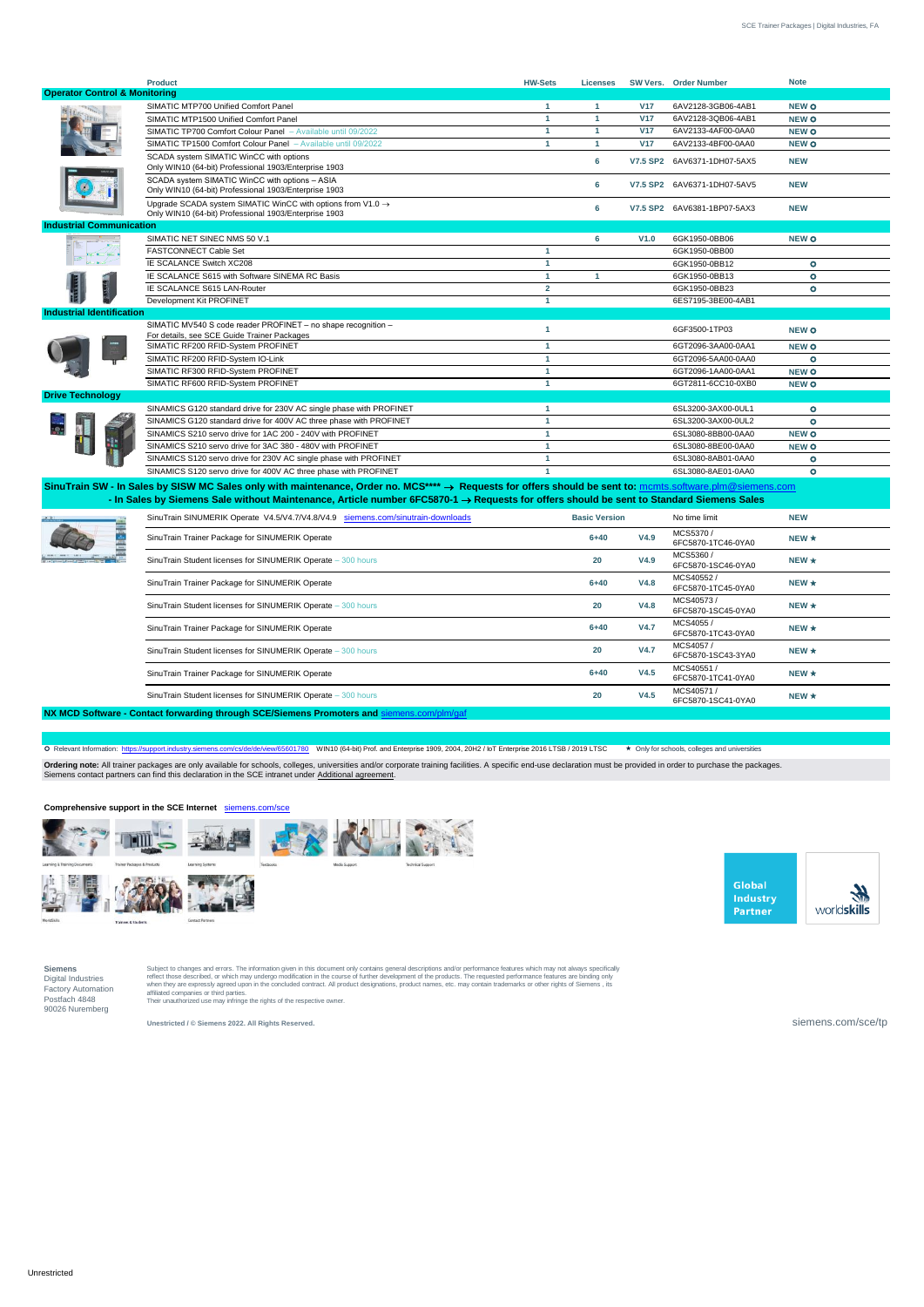| Product | HW-Sets | Licenses | SW Vers. | Order Number | Note |
|---|---|---|---|---|---|
| **Operator Control & Monitoring** | | | | | |
| SIMATIC MTP700 Unified Comfort Panel | 1 | 1 | V17 | 6AV2128-3GB06-4AB1 | NEW o |
| SIMATIC MTP1500 Unified Comfort Panel | 1 | 1 | V17 | 6AV2128-3QB06-4AB1 | NEW o |
| SIMATIC TP700 Comfort Colour Panel – Available until 09/2022 | 1 | 1 | V17 | 6AV2133-4AF00-0AA0 | NEW o |
| SIMATIC TP1500 Comfort Colour Panel – Available until 09/2022 | 1 | 1 | V17 | 6AV2133-4BF00-0AA0 | NEW o |
| SCADA system SIMATIC WinCC with options<br>Only WIN10 (64-bit) Professional 1903/Enterprise 1903 | | 6 | V7.5 SP2 | 6AV6371-1DH07-5AX5 | NEW |
| SCADA system SIMATIC WinCC with options – ASIA<br>Only WIN10 (64-bit) Professional 1903/Enterprise 1903 | | 6 | V7.5 SP2 | 6AV6371-1DH07-5AV5 | NEW |
| Upgrade SCADA system SIMATIC WinCC with options from V1.0 →<br>Only WIN10 (64-bit) Professional 1903/Enterprise 1903 | | 6 | V7.5 SP2 | 6AV6381-1BP07-5AX3 | NEW |
| **Industrial Communication** | | | | | |
| SIMATIC NET SINEC NMS 50 V.1 | | 6 | V1.0 | 6GK1950-0BB06 | NEW o |
| FASTCONNECT Cable Set | 1 | | | 6GK1950-0BB00 | |
| IE SCALANCE Switch XC208 | 1 | | | 6GK1950-0BB12 | o |
| IE SCALANCE S615 with Software SINEMA RC Basis | 1 | 1 | | 6GK1950-0BB13 | o |
| IE SCALANCE S615 LAN-Router | 2 | | | 6GK1950-0BB23 | o |
| Development Kit PROFINET | 1 | | | 6ES7195-3BE00-4AB1 | |
| **Industrial Identification** | | | | | |
| SIMATIC MV540 S code reader PROFINET – no shape recognition –<br>For details, see SCE Guide Trainer Packages | 1 | | | 6GF3500-1TP03 | NEW o |
| SIMATIC RF200 RFID-System PROFINET | 1 | | | 6GT2096-3AA00-0AA1 | NEW o |
| SIMATIC RF200 RFID-System IO-Link | 1 | | | 6GT2096-5AA00-0AA0 | o |
| SIMATIC RF300 RFID-System PROFINET | 1 | | | 6GT2096-1AA00-0AA1 | NEW o |
| SIMATIC RF600 RFID-System PROFINET | 1 | | | 6GT2811-6CC10-0XB0 | NEW o |
| **Drive Technology** | | | | | |
| SINAMICS G120 standard drive for 230V AC single phase with PROFINET | 1 | | | 6SL3200-3AX00-0UL1 | o |
| SINAMICS G120 standard drive for 400V AC three phase with PROFINET | 1 | | | 6SL3200-3AX00-0UL2 | o |
| SINAMICS S210 servo drive for 1AC 200 - 240V with PROFINET | 1 | | | 6SL3080-8BB00-0AA0 | NEW o |
| SINAMICS S210 servo drive for 3AC 380 - 480V with PROFINET | 1 | | | 6SL3080-8BE00-0AA0 | NEW o |
| SINAMICS S120 servo drive for 230V AC single phase with PROFINET | 1 | | | 6SL3080-8AB01-0AA0 | o |
| SINAMICS S120 servo drive for 400V AC three phase with PROFINET | 1 | | | 6SL3080-8AE01-0AA0 | o |

**SinuTrain SW - In Sales by SISW MC Sales only with maintenance, Order no. MCS\*\*\*\* → Requests for offers should be sent to: mcmts.software.plm@siemens.com**
**- In Sales by Siemens Sale without Maintenance, Article number 6FC5870-1 → Requests for offers should be sent to Standard Siemens Sales**

| Product | Basic Version | SW Vers. | Order Number | Note |
|---|---|---|---|---|
| SinuTrain SINUMERIK Operate V4.5/V4.7/V4.8/V4.9 siemens.com/sinutrain-downloads | | | No time limit | NEW |
| SinuTrain Trainer Package for SINUMERIK Operate | 6+40 | V4.9 | MCS5370 / 6FC5870-1TC46-0YA0 | NEW ★ |
| SinuTrain Student licenses for SINUMERIK Operate – 300 hours | 20 | V4.9 | MCS5360 / 6FC5870-1SC46-0YA0 | NEW ★ |
| SinuTrain Trainer Package for SINUMERIK Operate | 6+40 | V4.8 | MCS40552 / 6FC5870-1TC45-0YA0 | NEW ★ |
| SinuTrain Student licenses for SINUMERIK Operate – 300 hours | 20 | V4.8 | MCS40573 / 6FC5870-1SC45-0YA0 | NEW ★ |
| SinuTrain Trainer Package for SINUMERIK Operate | 6+40 | V4.7 | MCS4055 / 6FC5870-1TC43-0YA0 | NEW ★ |
| SinuTrain Student licenses for SINUMERIK Operate – 300 hours | 20 | V4.7 | MCS4057 / 6FC5870-1SC43-3YA0 | NEW ★ |
| SinuTrain Trainer Package for SINUMERIK Operate | 6+40 | V4.5 | MCS40551 / 6FC5870-1TC41-0YA0 | NEW ★ |
| SinuTrain Student licenses for SINUMERIK Operate – 300 hours | 20 | V4.5 | MCS40571 / 6FC5870-1SC41-0YA0 | NEW ★ |

**NX MCD Software - Contact forwarding through SCE/Siemens Promoters and siemens.com/plm/gaf**

o Relevant Information: https://support.industry.siemens.com/cs/de/de/view/65601780 WIN10 (64-bit) Prof. and Enterprise 1909, 2004, 20H2 / IoT Enterprise 2016 LTSB / 2019 LTSC ★ Only for schools, colleges and universities

**Ordering note:** All trainer packages are only available for schools, colleges, universities and/or corporate training facilities. A specific end-use declaration must be provided in order to purchase the packages. Siemens contact partners can find this declaration in the SCE intranet under Additional agreement.

**Comprehensive support in the SCE Internet** siemens.com/sce

Learning & Training Documents · Trainer Packages & Products · Learning Systems · Textbooks · Media Support · Technical Support · WorldSkills · Trainer & Students · Contact Partners

Global Industry Partner

worldskills

**Siemens**
Digital Industries
Factory Automation
Postfach 4848
90026 Nuremberg

Subject to changes and errors. The information given in this document only contains general descriptions and/or performance features which may not always specifically reflect those described, or which may undergo modification in the course of further development of the products. The requested performance features are binding only when they are expressly agreed upon in the concluded contract. All product designations, product names, etc. may contain trademarks or other rights of Siemens , its affiliated companies or third parties.
Their unauthorized use may infringe the rights of the respective owner.

**Unrestricted / © Siemens 2022. All Rights Reserved.**

siemens.com/sce/tp